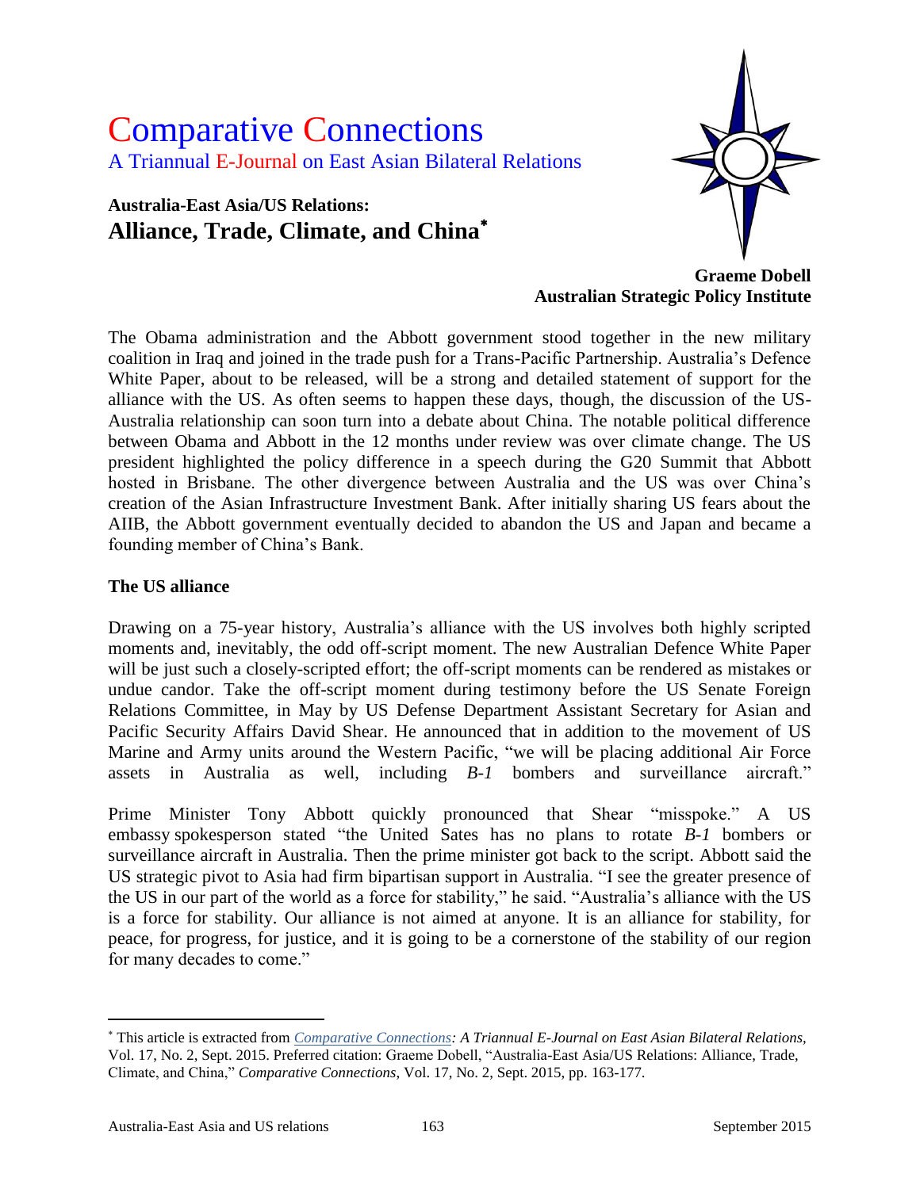# Comparative Connections

A Triannual E-Journal on East Asian Bilateral Relations

## Australia-East Asia/US Relations:
## Alliance, Trade, Climate, and China*

**Graeme Dobell**
**Australian Strategic Policy Institute**

The Obama administration and the Abbott government stood together in the new military coalition in Iraq and joined in the trade push for a Trans-Pacific Partnership. Australia's Defence White Paper, about to be released, will be a strong and detailed statement of support for the alliance with the US. As often seems to happen these days, though, the discussion of the US-Australia relationship can soon turn into a debate about China. The notable political difference between Obama and Abbott in the 12 months under review was over climate change. The US president highlighted the policy difference in a speech during the G20 Summit that Abbott hosted in Brisbane. The other divergence between Australia and the US was over China's creation of the Asian Infrastructure Investment Bank. After initially sharing US fears about the AIIB, the Abbott government eventually decided to abandon the US and Japan and became a founding member of China's Bank.

### The US alliance

Drawing on a 75-year history, Australia's alliance with the US involves both highly scripted moments and, inevitably, the odd off-script moment. The new Australian Defence White Paper will be just such a closely-scripted effort; the off-script moments can be rendered as mistakes or undue candor. Take the off-script moment during testimony before the US Senate Foreign Relations Committee, in May by US Defense Department Assistant Secretary for Asian and Pacific Security Affairs David Shear. He announced that in addition to the movement of US Marine and Army units around the Western Pacific, "we will be placing additional Air Force assets in Australia as well, including *B-1* bombers and surveillance aircraft."

Prime Minister Tony Abbott quickly pronounced that Shear "misspoke." A US embassy spokesperson stated "the United Sates has no plans to rotate *B-1* bombers or surveillance aircraft in Australia. Then the prime minister got back to the script. Abbott said the US strategic pivot to Asia had firm bipartisan support in Australia. "I see the greater presence of the US in our part of the world as a force for stability," he said. "Australia's alliance with the US is a force for stability. Our alliance is not aimed at anyone. It is an alliance for stability, for peace, for progress, for justice, and it is going to be a cornerstone of the stability of our region for many decades to come."

---

* This article is extracted from *Comparative Connections: A Triannual E-Journal on East Asian Bilateral Relations*, Vol. 17, No. 2, Sept. 2015. Preferred citation: Graeme Dobell, "Australia-East Asia/US Relations: Alliance, Trade, Climate, and China," *Comparative Connections*, Vol. 17, No. 2, Sept. 2015, pp. 163-177.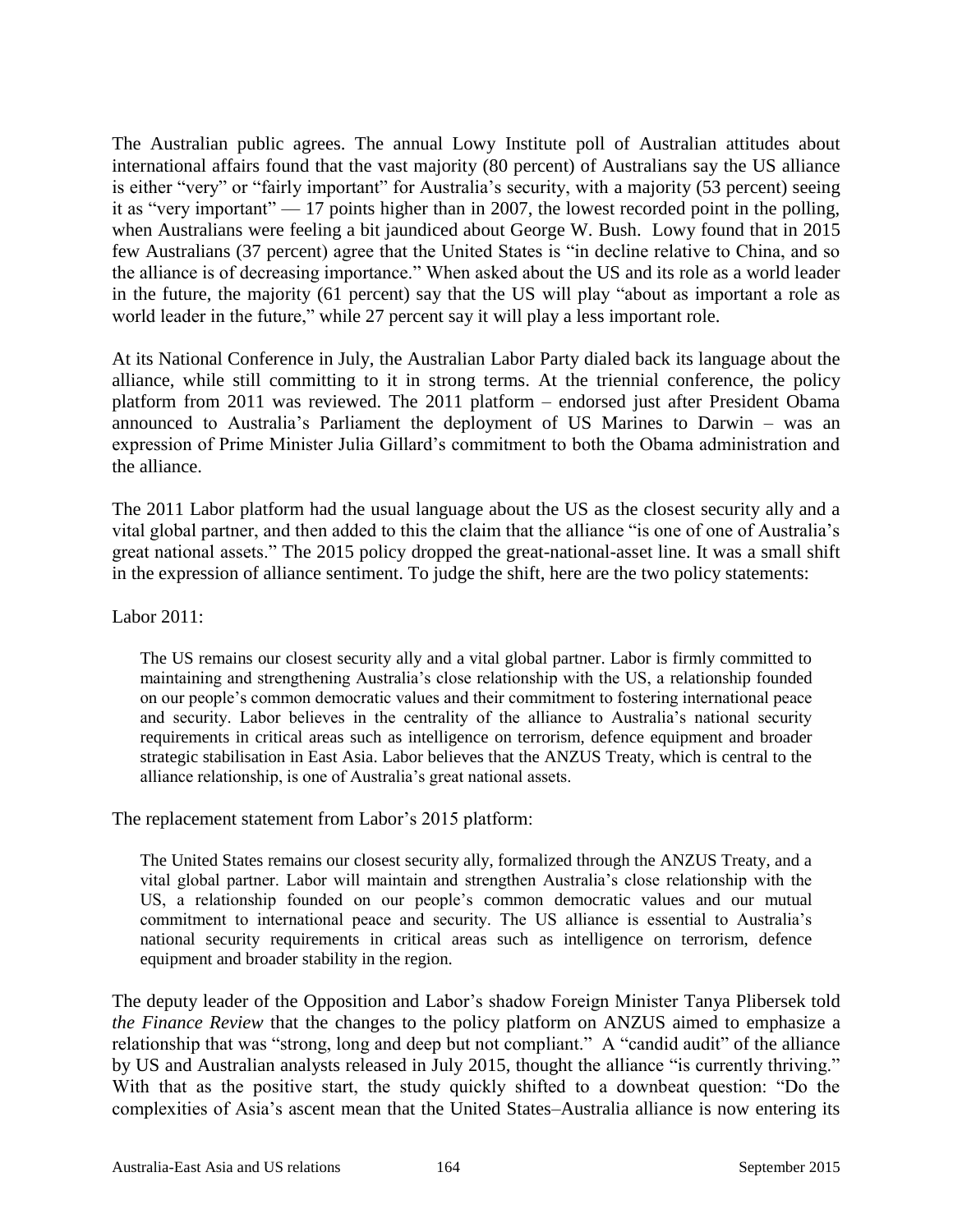The Australian public agrees. The annual Lowy Institute poll of Australian attitudes about international affairs found that the vast majority (80 percent) of Australians say the US alliance is either "very" or "fairly important" for Australia's security, with a majority (53 percent) seeing it as "very important" — 17 points higher than in 2007, the lowest recorded point in the polling, when Australians were feeling a bit jaundiced about George W. Bush. Lowy found that in 2015 few Australians (37 percent) agree that the United States is "in decline relative to China, and so the alliance is of decreasing importance." When asked about the US and its role as a world leader in the future, the majority (61 percent) say that the US will play "about as important a role as world leader in the future," while 27 percent say it will play a less important role.

At its National Conference in July, the Australian Labor Party dialed back its language about the alliance, while still committing to it in strong terms. At the triennial conference, the policy platform from 2011 was reviewed. The 2011 platform – endorsed just after President Obama announced to Australia's Parliament the deployment of US Marines to Darwin – was an expression of Prime Minister Julia Gillard's commitment to both the Obama administration and the alliance.

The 2011 Labor platform had the usual language about the US as the closest security ally and a vital global partner, and then added to this the claim that the alliance "is one of one of Australia's great national assets." The 2015 policy dropped the great-national-asset line. It was a small shift in the expression of alliance sentiment. To judge the shift, here are the two policy statements:

Labor 2011:

> The US remains our closest security ally and a vital global partner. Labor is firmly committed to maintaining and strengthening Australia's close relationship with the US, a relationship founded on our people's common democratic values and their commitment to fostering international peace and security. Labor believes in the centrality of the alliance to Australia's national security requirements in critical areas such as intelligence on terrorism, defence equipment and broader strategic stabilisation in East Asia. Labor believes that the ANZUS Treaty, which is central to the alliance relationship, is one of Australia's great national assets.

The replacement statement from Labor's 2015 platform:

> The United States remains our closest security ally, formalized through the ANZUS Treaty, and a vital global partner. Labor will maintain and strengthen Australia's close relationship with the US, a relationship founded on our people's common democratic values and our mutual commitment to international peace and security. The US alliance is essential to Australia's national security requirements in critical areas such as intelligence on terrorism, defence equipment and broader stability in the region.

The deputy leader of the Opposition and Labor's shadow Foreign Minister Tanya Plibersek told *the Finance Review* that the changes to the policy platform on ANZUS aimed to emphasize a relationship that was "strong, long and deep but not compliant." A "candid audit" of the alliance by US and Australian analysts released in July 2015, thought the alliance "is currently thriving." With that as the positive start, the study quickly shifted to a downbeat question: "Do the complexities of Asia's ascent mean that the United States–Australia alliance is now entering its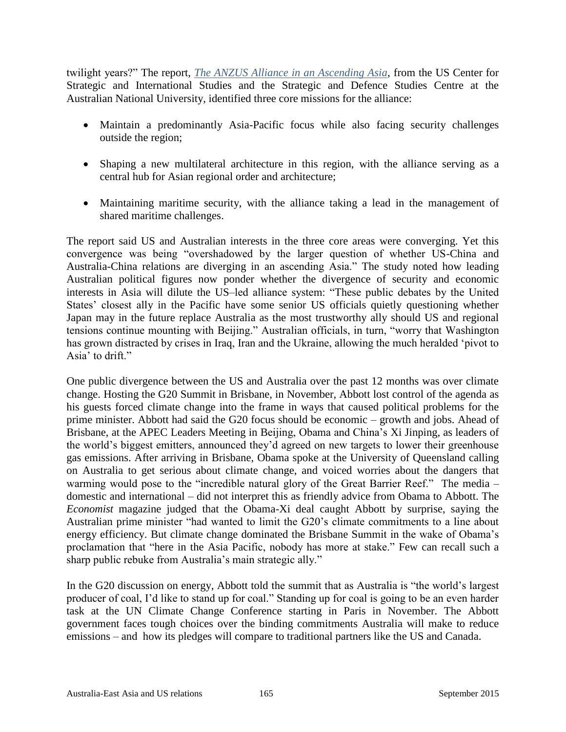twilight years?" The report, *The ANZUS Alliance in an Ascending Asia*, from the US Center for Strategic and International Studies and the Strategic and Defence Studies Centre at the Australian National University, identified three core missions for the alliance:

- Maintain a predominantly Asia-Pacific focus while also facing security challenges outside the region;
- Shaping a new multilateral architecture in this region, with the alliance serving as a central hub for Asian regional order and architecture;
- Maintaining maritime security, with the alliance taking a lead in the management of shared maritime challenges.

The report said US and Australian interests in the three core areas were converging. Yet this convergence was being "overshadowed by the larger question of whether US-China and Australia-China relations are diverging in an ascending Asia." The study noted how leading Australian political figures now ponder whether the divergence of security and economic interests in Asia will dilute the US–led alliance system: "These public debates by the United States' closest ally in the Pacific have some senior US officials quietly questioning whether Japan may in the future replace Australia as the most trustworthy ally should US and regional tensions continue mounting with Beijing." Australian officials, in turn, "worry that Washington has grown distracted by crises in Iraq, Iran and the Ukraine, allowing the much heralded 'pivot to Asia' to drift."

One public divergence between the US and Australia over the past 12 months was over climate change. Hosting the G20 Summit in Brisbane, in November, Abbott lost control of the agenda as his guests forced climate change into the frame in ways that caused political problems for the prime minister. Abbott had said the G20 focus should be economic – growth and jobs. Ahead of Brisbane, at the APEC Leaders Meeting in Beijing, Obama and China's Xi Jinping, as leaders of the world's biggest emitters, announced they'd agreed on new targets to lower their greenhouse gas emissions. After arriving in Brisbane, Obama spoke at the University of Queensland calling on Australia to get serious about climate change, and voiced worries about the dangers that warming would pose to the "incredible natural glory of the Great Barrier Reef." The media – domestic and international – did not interpret this as friendly advice from Obama to Abbott. The *Economist* magazine judged that the Obama-Xi deal caught Abbott by surprise, saying the Australian prime minister "had wanted to limit the G20's climate commitments to a line about energy efficiency. But climate change dominated the Brisbane Summit in the wake of Obama's proclamation that "here in the Asia Pacific, nobody has more at stake." Few can recall such a sharp public rebuke from Australia's main strategic ally."

In the G20 discussion on energy, Abbott told the summit that as Australia is "the world's largest producer of coal, I'd like to stand up for coal." Standing up for coal is going to be an even harder task at the UN Climate Change Conference starting in Paris in November. The Abbott government faces tough choices over the binding commitments Australia will make to reduce emissions – and how its pledges will compare to traditional partners like the US and Canada.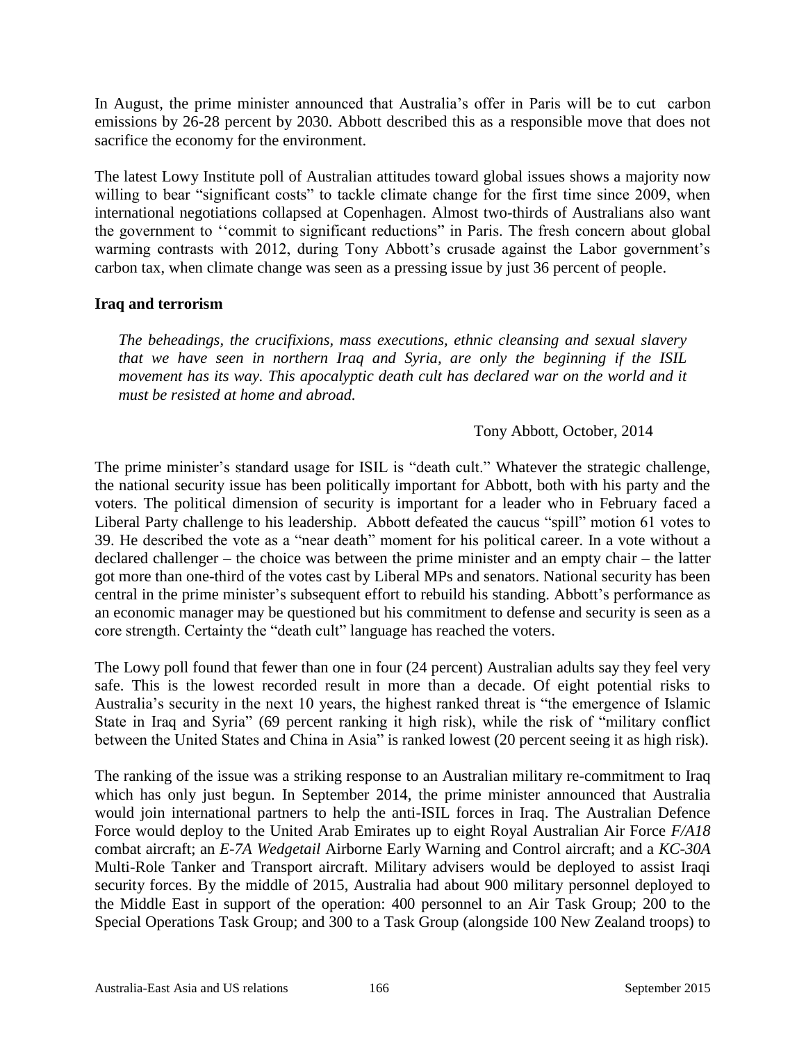In August, the prime minister announced that Australia's offer in Paris will be to cut carbon emissions by 26-28 percent by 2030. Abbott described this as a responsible move that does not sacrifice the economy for the environment.

The latest Lowy Institute poll of Australian attitudes toward global issues shows a majority now willing to bear "significant costs" to tackle climate change for the first time since 2009, when international negotiations collapsed at Copenhagen. Almost two-thirds of Australians also want the government to ''commit to significant reductions" in Paris. The fresh concern about global warming contrasts with 2012, during Tony Abbott's crusade against the Labor government's carbon tax, when climate change was seen as a pressing issue by just 36 percent of people.

**Iraq and terrorism**

> *The beheadings, the crucifixions, mass executions, ethnic cleansing and sexual slavery that we have seen in northern Iraq and Syria, are only the beginning if the ISIL movement has its way. This apocalyptic death cult has declared war on the world and it must be resisted at home and abroad.*
>
> Tony Abbott, October, 2014

The prime minister's standard usage for ISIL is "death cult." Whatever the strategic challenge, the national security issue has been politically important for Abbott, both with his party and the voters. The political dimension of security is important for a leader who in February faced a Liberal Party challenge to his leadership. Abbott defeated the caucus "spill" motion 61 votes to 39. He described the vote as a "near death" moment for his political career. In a vote without a declared challenger – the choice was between the prime minister and an empty chair – the latter got more than one-third of the votes cast by Liberal MPs and senators. National security has been central in the prime minister's subsequent effort to rebuild his standing. Abbott's performance as an economic manager may be questioned but his commitment to defense and security is seen as a core strength. Certainty the "death cult" language has reached the voters.

The Lowy poll found that fewer than one in four (24 percent) Australian adults say they feel very safe. This is the lowest recorded result in more than a decade. Of eight potential risks to Australia's security in the next 10 years, the highest ranked threat is "the emergence of Islamic State in Iraq and Syria" (69 percent ranking it high risk), while the risk of "military conflict between the United States and China in Asia" is ranked lowest (20 percent seeing it as high risk).

The ranking of the issue was a striking response to an Australian military re-commitment to Iraq which has only just begun. In September 2014, the prime minister announced that Australia would join international partners to help the anti-ISIL forces in Iraq. The Australian Defence Force would deploy to the United Arab Emirates up to eight Royal Australian Air Force *F/A18* combat aircraft; an *E-7A Wedgetail* Airborne Early Warning and Control aircraft; and a *KC-30A* Multi-Role Tanker and Transport aircraft. Military advisers would be deployed to assist Iraqi security forces. By the middle of 2015, Australia had about 900 military personnel deployed to the Middle East in support of the operation: 400 personnel to an Air Task Group; 200 to the Special Operations Task Group; and 300 to a Task Group (alongside 100 New Zealand troops) to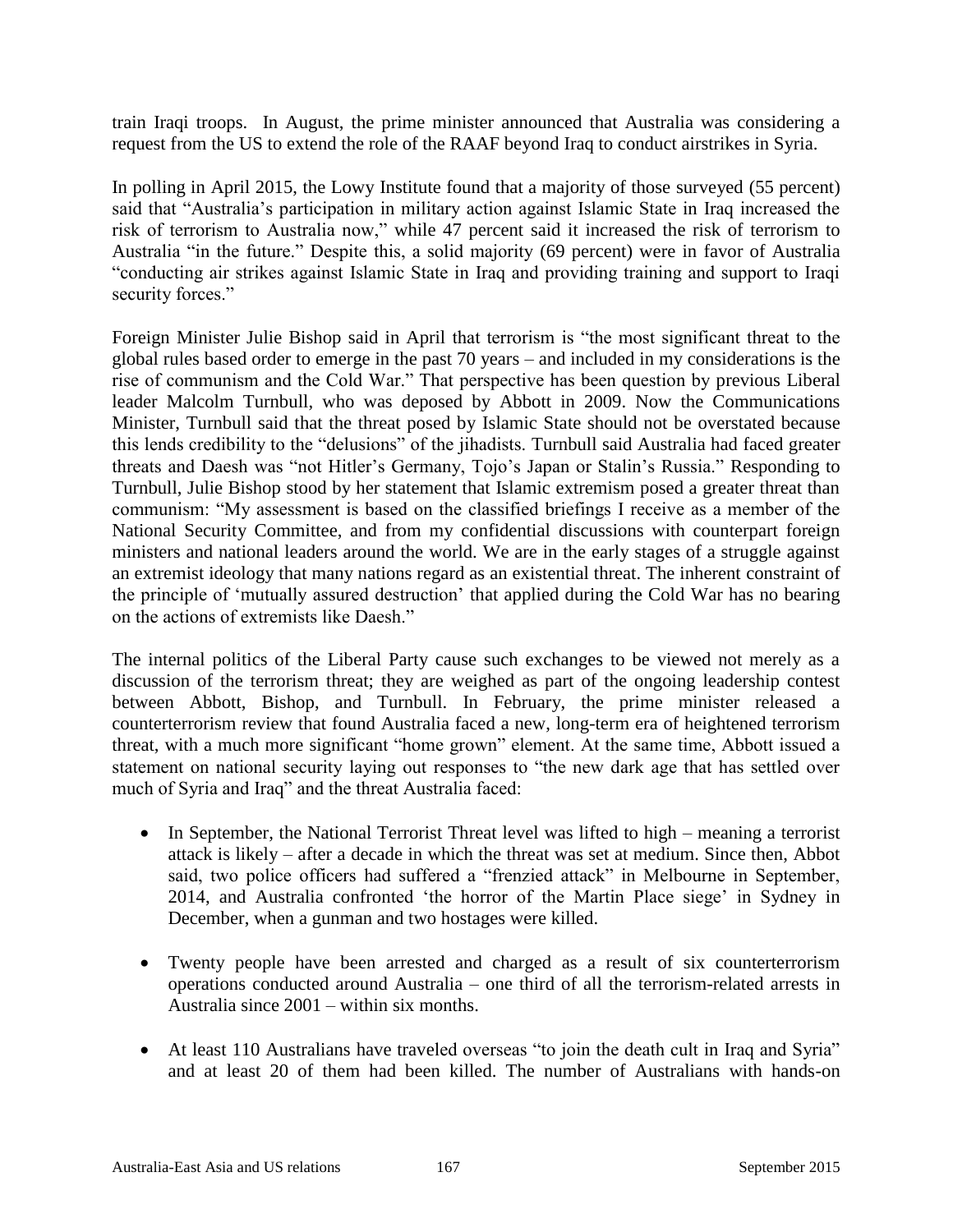train Iraqi troops. In August, the prime minister announced that Australia was considering a request from the US to extend the role of the RAAF beyond Iraq to conduct airstrikes in Syria.

In polling in April 2015, the Lowy Institute found that a majority of those surveyed (55 percent) said that "Australia's participation in military action against Islamic State in Iraq increased the risk of terrorism to Australia now," while 47 percent said it increased the risk of terrorism to Australia "in the future." Despite this, a solid majority (69 percent) were in favor of Australia "conducting air strikes against Islamic State in Iraq and providing training and support to Iraqi security forces."

Foreign Minister Julie Bishop said in April that terrorism is "the most significant threat to the global rules based order to emerge in the past 70 years – and included in my considerations is the rise of communism and the Cold War." That perspective has been question by previous Liberal leader Malcolm Turnbull, who was deposed by Abbott in 2009. Now the Communications Minister, Turnbull said that the threat posed by Islamic State should not be overstated because this lends credibility to the "delusions" of the jihadists. Turnbull said Australia had faced greater threats and Daesh was "not Hitler's Germany, Tojo's Japan or Stalin's Russia." Responding to Turnbull, Julie Bishop stood by her statement that Islamic extremism posed a greater threat than communism: "My assessment is based on the classified briefings I receive as a member of the National Security Committee, and from my confidential discussions with counterpart foreign ministers and national leaders around the world. We are in the early stages of a struggle against an extremist ideology that many nations regard as an existential threat. The inherent constraint of the principle of 'mutually assured destruction' that applied during the Cold War has no bearing on the actions of extremists like Daesh."

The internal politics of the Liberal Party cause such exchanges to be viewed not merely as a discussion of the terrorism threat; they are weighed as part of the ongoing leadership contest between Abbott, Bishop, and Turnbull. In February, the prime minister released a counterterrorism review that found Australia faced a new, long-term era of heightened terrorism threat, with a much more significant "home grown" element. At the same time, Abbott issued a statement on national security laying out responses to "the new dark age that has settled over much of Syria and Iraq" and the threat Australia faced:

- In September, the National Terrorist Threat level was lifted to high – meaning a terrorist attack is likely – after a decade in which the threat was set at medium. Since then, Abbot said, two police officers had suffered a "frenzied attack" in Melbourne in September, 2014, and Australia confronted 'the horror of the Martin Place siege' in Sydney in December, when a gunman and two hostages were killed.

- Twenty people have been arrested and charged as a result of six counterterrorism operations conducted around Australia – one third of all the terrorism-related arrests in Australia since 2001 – within six months.

- At least 110 Australians have traveled overseas "to join the death cult in Iraq and Syria" and at least 20 of them had been killed. The number of Australians with hands-on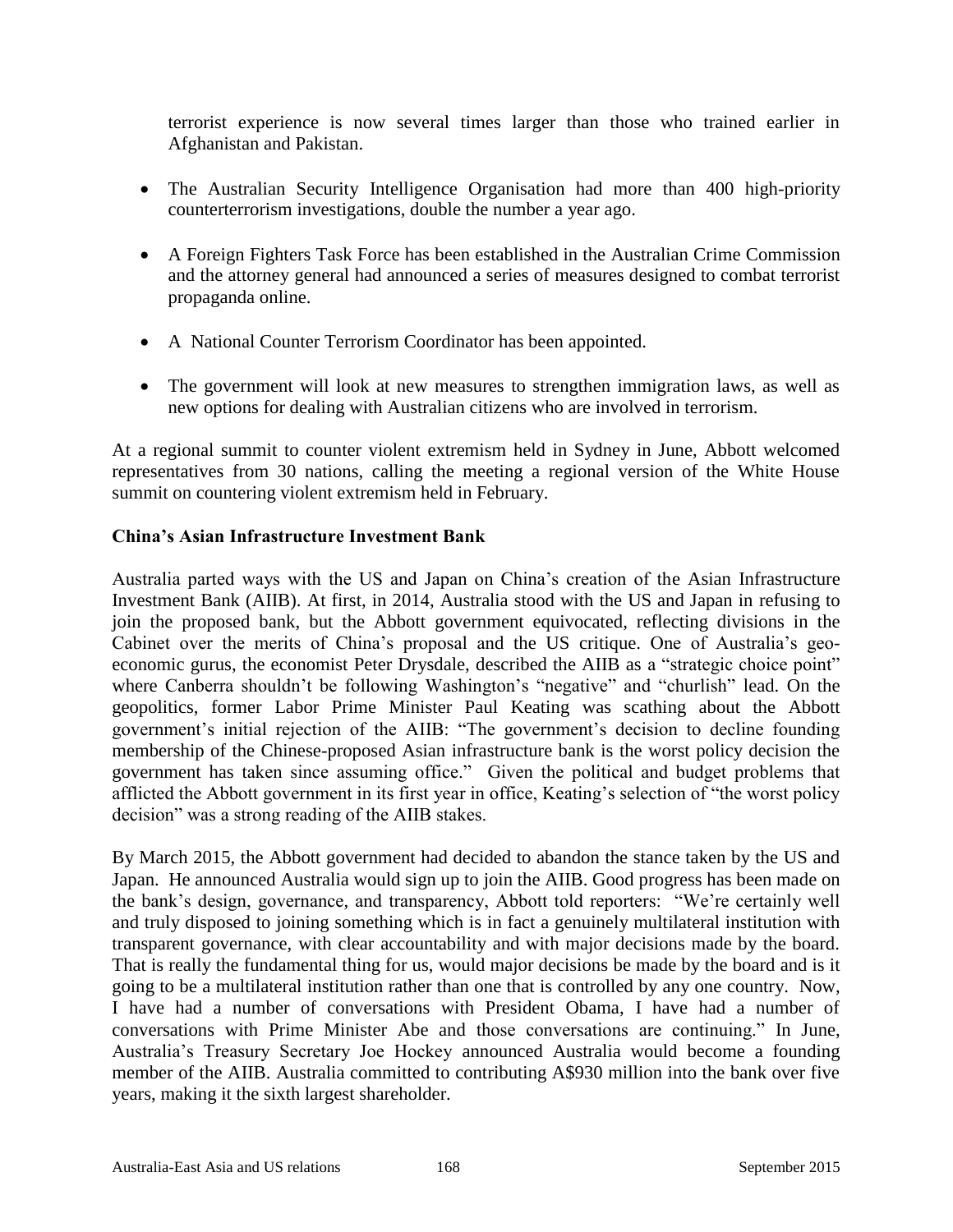terrorist experience is now several times larger than those who trained earlier in Afghanistan and Pakistan.

- The Australian Security Intelligence Organisation had more than 400 high-priority counterterrorism investigations, double the number a year ago.

- A Foreign Fighters Task Force has been established in the Australian Crime Commission and the attorney general had announced a series of measures designed to combat terrorist propaganda online.

- A National Counter Terrorism Coordinator has been appointed.

- The government will look at new measures to strengthen immigration laws, as well as new options for dealing with Australian citizens who are involved in terrorism.

At a regional summit to counter violent extremism held in Sydney in June, Abbott welcomed representatives from 30 nations, calling the meeting a regional version of the White House summit on countering violent extremism held in February.

**China's Asian Infrastructure Investment Bank**

Australia parted ways with the US and Japan on China's creation of the Asian Infrastructure Investment Bank (AIIB). At first, in 2014, Australia stood with the US and Japan in refusing to join the proposed bank, but the Abbott government equivocated, reflecting divisions in the Cabinet over the merits of China's proposal and the US critique. One of Australia's geo-economic gurus, the economist Peter Drysdale, described the AIIB as a "strategic choice point" where Canberra shouldn't be following Washington's "negative" and "churlish" lead. On the geopolitics, former Labor Prime Minister Paul Keating was scathing about the Abbott government's initial rejection of the AIIB: "The government's decision to decline founding membership of the Chinese-proposed Asian infrastructure bank is the worst policy decision the government has taken since assuming office." Given the political and budget problems that afflicted the Abbott government in its first year in office, Keating's selection of "the worst policy decision" was a strong reading of the AIIB stakes.

By March 2015, the Abbott government had decided to abandon the stance taken by the US and Japan. He announced Australia would sign up to join the AIIB. Good progress has been made on the bank's design, governance, and transparency, Abbott told reporters: "We're certainly well and truly disposed to joining something which is in fact a genuinely multilateral institution with transparent governance, with clear accountability and with major decisions made by the board. That is really the fundamental thing for us, would major decisions be made by the board and is it going to be a multilateral institution rather than one that is controlled by any one country. Now, I have had a number of conversations with President Obama, I have had a number of conversations with Prime Minister Abe and those conversations are continuing." In June, Australia's Treasury Secretary Joe Hockey announced Australia would become a founding member of the AIIB. Australia committed to contributing A$930 million into the bank over five years, making it the sixth largest shareholder.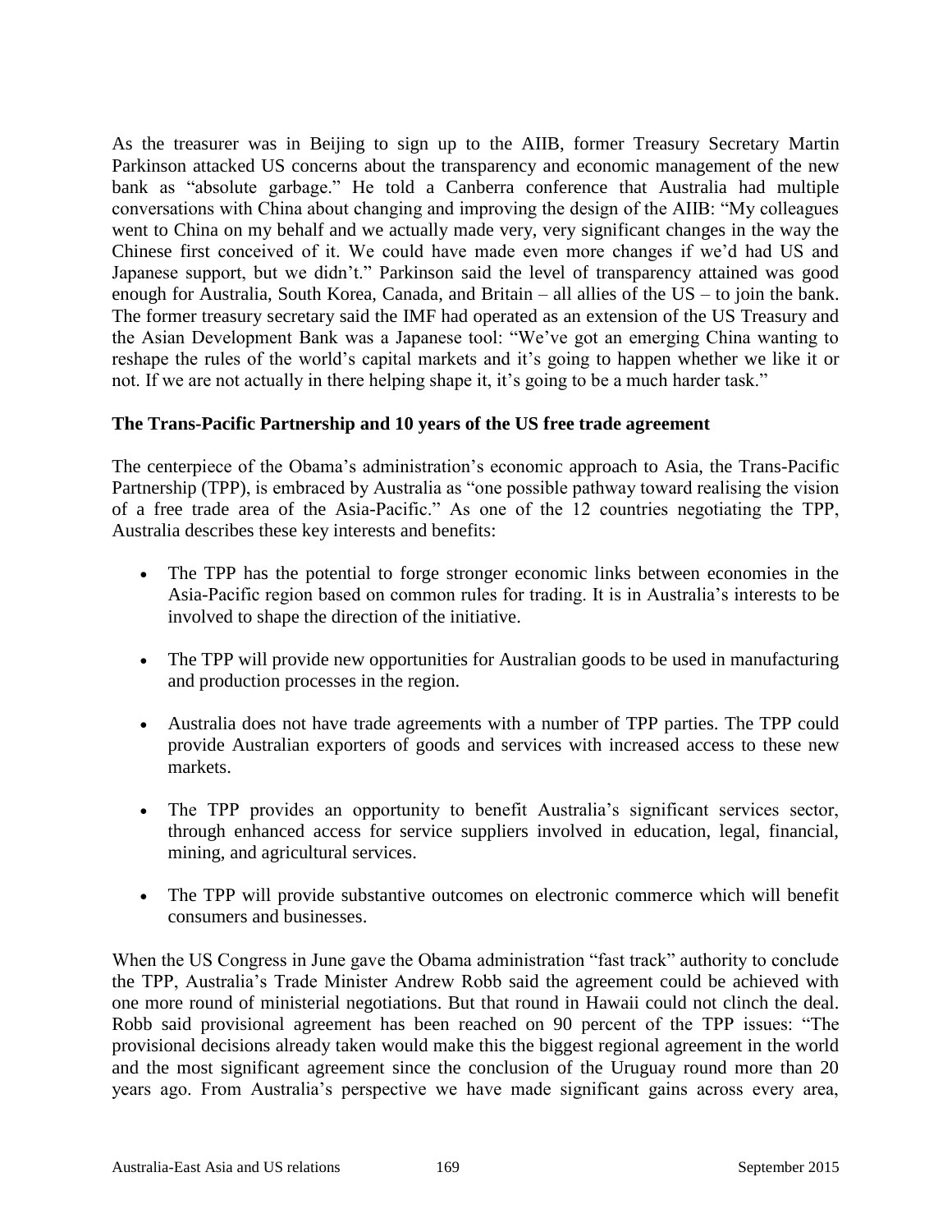As the treasurer was in Beijing to sign up to the AIIB, former Treasury Secretary Martin Parkinson attacked US concerns about the transparency and economic management of the new bank as "absolute garbage." He told a Canberra conference that Australia had multiple conversations with China about changing and improving the design of the AIIB: "My colleagues went to China on my behalf and we actually made very, very significant changes in the way the Chinese first conceived of it. We could have made even more changes if we'd had US and Japanese support, but we didn't." Parkinson said the level of transparency attained was good enough for Australia, South Korea, Canada, and Britain – all allies of the US – to join the bank. The former treasury secretary said the IMF had operated as an extension of the US Treasury and the Asian Development Bank was a Japanese tool: "We've got an emerging China wanting to reshape the rules of the world's capital markets and it's going to happen whether we like it or not. If we are not actually in there helping shape it, it's going to be a much harder task."

**The Trans-Pacific Partnership and 10 years of the US free trade agreement**

The centerpiece of the Obama's administration's economic approach to Asia, the Trans-Pacific Partnership (TPP), is embraced by Australia as "one possible pathway toward realising the vision of a free trade area of the Asia-Pacific." As one of the 12 countries negotiating the TPP, Australia describes these key interests and benefits:

- The TPP has the potential to forge stronger economic links between economies in the Asia-Pacific region based on common rules for trading. It is in Australia's interests to be involved to shape the direction of the initiative.
- The TPP will provide new opportunities for Australian goods to be used in manufacturing and production processes in the region.
- Australia does not have trade agreements with a number of TPP parties. The TPP could provide Australian exporters of goods and services with increased access to these new markets.
- The TPP provides an opportunity to benefit Australia's significant services sector, through enhanced access for service suppliers involved in education, legal, financial, mining, and agricultural services.
- The TPP will provide substantive outcomes on electronic commerce which will benefit consumers and businesses.

When the US Congress in June gave the Obama administration "fast track" authority to conclude the TPP, Australia's Trade Minister Andrew Robb said the agreement could be achieved with one more round of ministerial negotiations. But that round in Hawaii could not clinch the deal. Robb said provisional agreement has been reached on 90 percent of the TPP issues: "The provisional decisions already taken would make this the biggest regional agreement in the world and the most significant agreement since the conclusion of the Uruguay round more than 20 years ago. From Australia's perspective we have made significant gains across every area,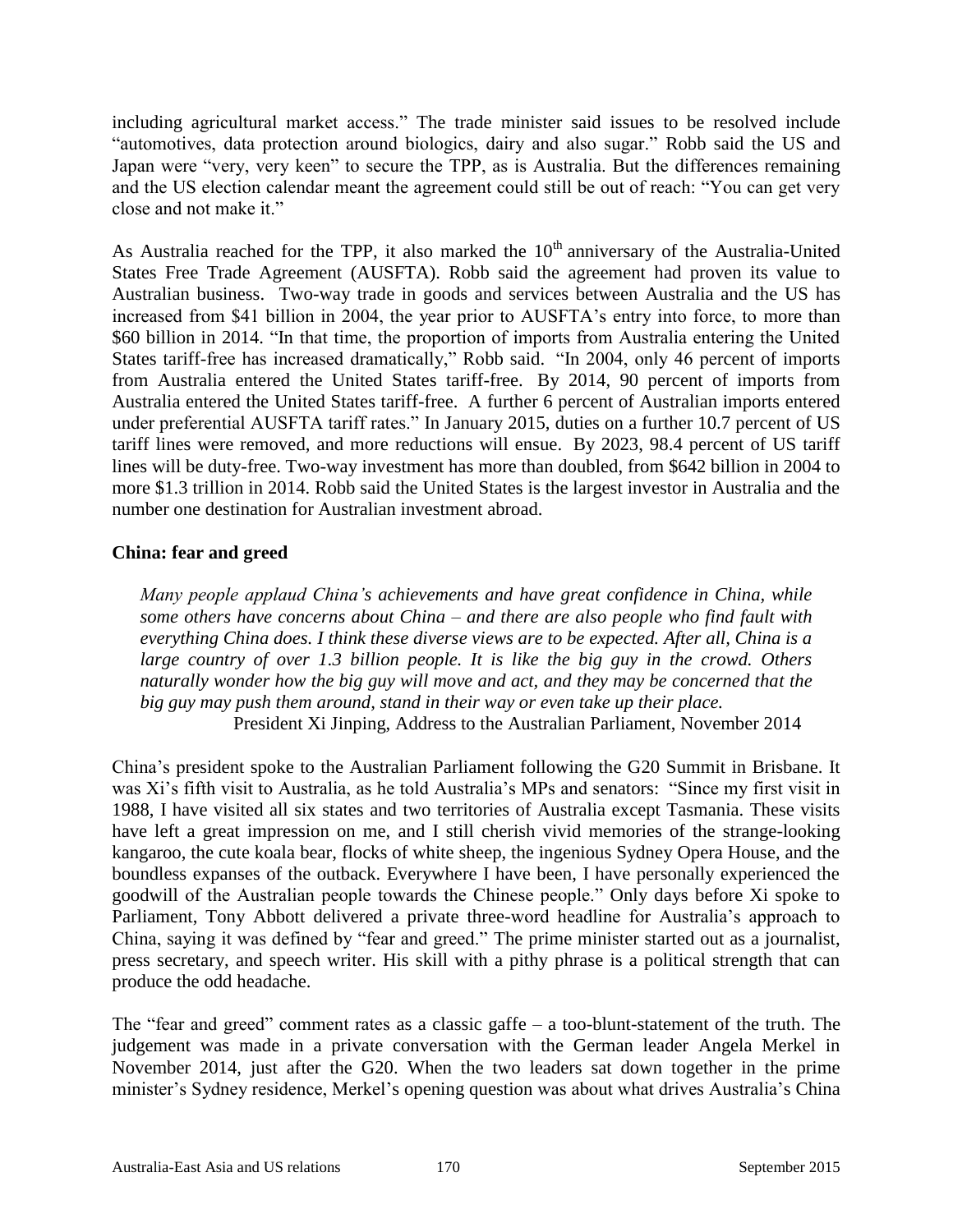including agricultural market access." The trade minister said issues to be resolved include "automotives, data protection around biologics, dairy and also sugar." Robb said the US and Japan were "very, very keen" to secure the TPP, as is Australia. But the differences remaining and the US election calendar meant the agreement could still be out of reach: "You can get very close and not make it."

As Australia reached for the TPP, it also marked the 10th anniversary of the Australia-United States Free Trade Agreement (AUSFTA). Robb said the agreement had proven its value to Australian business. Two-way trade in goods and services between Australia and the US has increased from $41 billion in 2004, the year prior to AUSFTA's entry into force, to more than $60 billion in 2014. "In that time, the proportion of imports from Australia entering the United States tariff-free has increased dramatically," Robb said. "In 2004, only 46 percent of imports from Australia entered the United States tariff-free. By 2014, 90 percent of imports from Australia entered the United States tariff-free. A further 6 percent of Australian imports entered under preferential AUSFTA tariff rates." In January 2015, duties on a further 10.7 percent of US tariff lines were removed, and more reductions will ensue. By 2023, 98.4 percent of US tariff lines will be duty-free. Two-way investment has more than doubled, from $642 billion in 2004 to more $1.3 trillion in 2014. Robb said the United States is the largest investor in Australia and the number one destination for Australian investment abroad.

**China: fear and greed**

> *Many people applaud China's achievements and have great confidence in China, while some others have concerns about China – and there are also people who find fault with everything China does. I think these diverse views are to be expected. After all, China is a large country of over 1.3 billion people. It is like the big guy in the crowd. Others naturally wonder how the big guy will move and act, and they may be concerned that the big guy may push them around, stand in their way or even take up their place.*
>
> President Xi Jinping, Address to the Australian Parliament, November 2014

China's president spoke to the Australian Parliament following the G20 Summit in Brisbane. It was Xi's fifth visit to Australia, as he told Australia's MPs and senators: "Since my first visit in 1988, I have visited all six states and two territories of Australia except Tasmania. These visits have left a great impression on me, and I still cherish vivid memories of the strange-looking kangaroo, the cute koala bear, flocks of white sheep, the ingenious Sydney Opera House, and the boundless expanses of the outback. Everywhere I have been, I have personally experienced the goodwill of the Australian people towards the Chinese people." Only days before Xi spoke to Parliament, Tony Abbott delivered a private three-word headline for Australia's approach to China, saying it was defined by "fear and greed." The prime minister started out as a journalist, press secretary, and speech writer. His skill with a pithy phrase is a political strength that can produce the odd headache.

The "fear and greed" comment rates as a classic gaffe – a too-blunt-statement of the truth. The judgement was made in a private conversation with the German leader Angela Merkel in November 2014, just after the G20. When the two leaders sat down together in the prime minister's Sydney residence, Merkel's opening question was about what drives Australia's China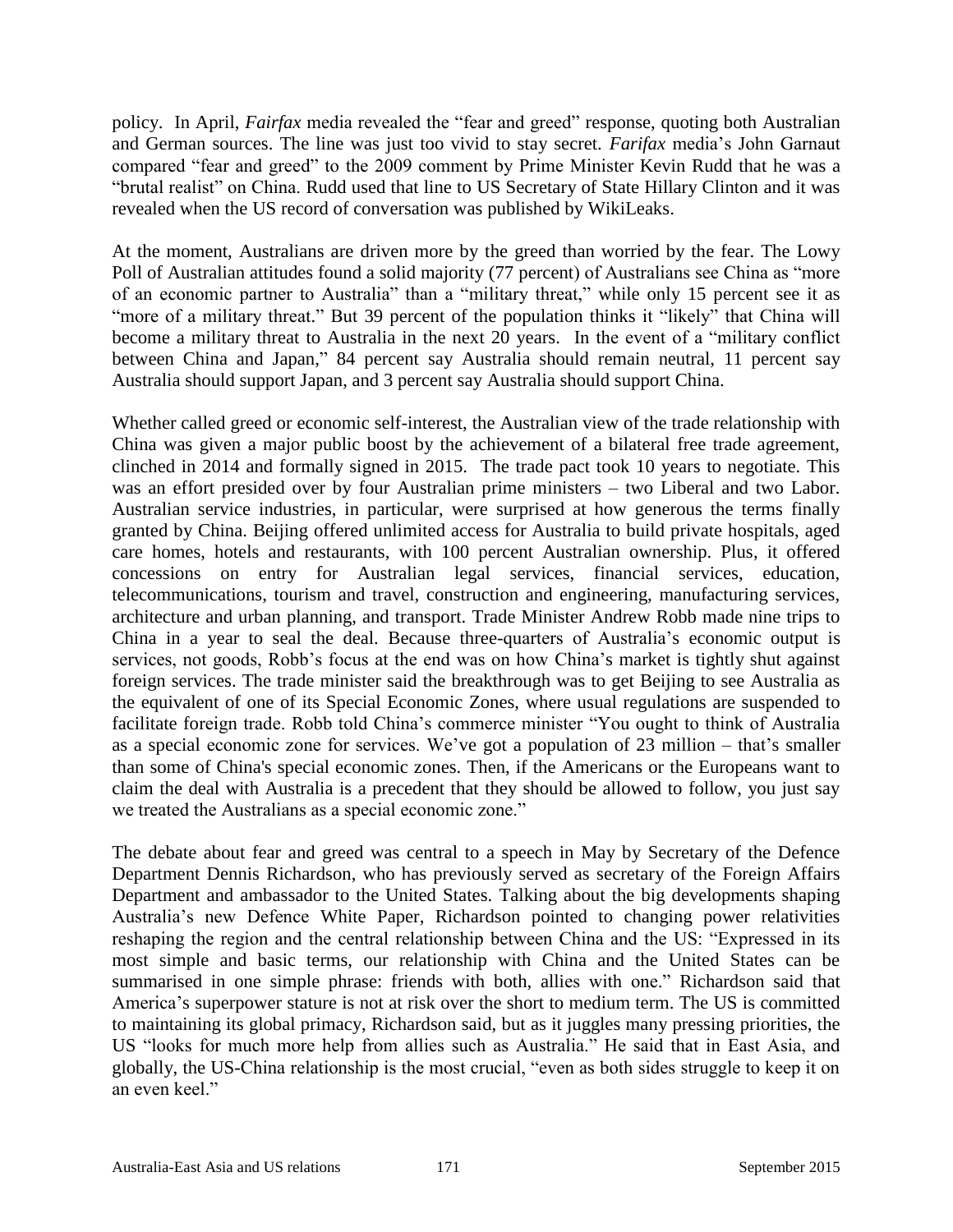policy. In April, *Fairfax* media revealed the "fear and greed" response, quoting both Australian and German sources. The line was just too vivid to stay secret. *Farifax* media's John Garnaut compared "fear and greed" to the 2009 comment by Prime Minister Kevin Rudd that he was a "brutal realist" on China. Rudd used that line to US Secretary of State Hillary Clinton and it was revealed when the US record of conversation was published by WikiLeaks.

At the moment, Australians are driven more by the greed than worried by the fear. The Lowy Poll of Australian attitudes found a solid majority (77 percent) of Australians see China as "more of an economic partner to Australia" than a "military threat," while only 15 percent see it as "more of a military threat." But 39 percent of the population thinks it "likely" that China will become a military threat to Australia in the next 20 years. In the event of a "military conflict between China and Japan," 84 percent say Australia should remain neutral, 11 percent say Australia should support Japan, and 3 percent say Australia should support China.

Whether called greed or economic self-interest, the Australian view of the trade relationship with China was given a major public boost by the achievement of a bilateral free trade agreement, clinched in 2014 and formally signed in 2015. The trade pact took 10 years to negotiate. This was an effort presided over by four Australian prime ministers – two Liberal and two Labor. Australian service industries, in particular, were surprised at how generous the terms finally granted by China. Beijing offered unlimited access for Australia to build private hospitals, aged care homes, hotels and restaurants, with 100 percent Australian ownership. Plus, it offered concessions on entry for Australian legal services, financial services, education, telecommunications, tourism and travel, construction and engineering, manufacturing services, architecture and urban planning, and transport. Trade Minister Andrew Robb made nine trips to China in a year to seal the deal. Because three-quarters of Australia's economic output is services, not goods, Robb's focus at the end was on how China's market is tightly shut against foreign services. The trade minister said the breakthrough was to get Beijing to see Australia as the equivalent of one of its Special Economic Zones, where usual regulations are suspended to facilitate foreign trade. Robb told China's commerce minister "You ought to think of Australia as a special economic zone for services. We've got a population of 23 million – that's smaller than some of China's special economic zones. Then, if the Americans or the Europeans want to claim the deal with Australia is a precedent that they should be allowed to follow, you just say we treated the Australians as a special economic zone."

The debate about fear and greed was central to a speech in May by Secretary of the Defence Department Dennis Richardson, who has previously served as secretary of the Foreign Affairs Department and ambassador to the United States. Talking about the big developments shaping Australia's new Defence White Paper, Richardson pointed to changing power relativities reshaping the region and the central relationship between China and the US: "Expressed in its most simple and basic terms, our relationship with China and the United States can be summarised in one simple phrase: friends with both, allies with one." Richardson said that America's superpower stature is not at risk over the short to medium term. The US is committed to maintaining its global primacy, Richardson said, but as it juggles many pressing priorities, the US "looks for much more help from allies such as Australia." He said that in East Asia, and globally, the US-China relationship is the most crucial, "even as both sides struggle to keep it on an even keel."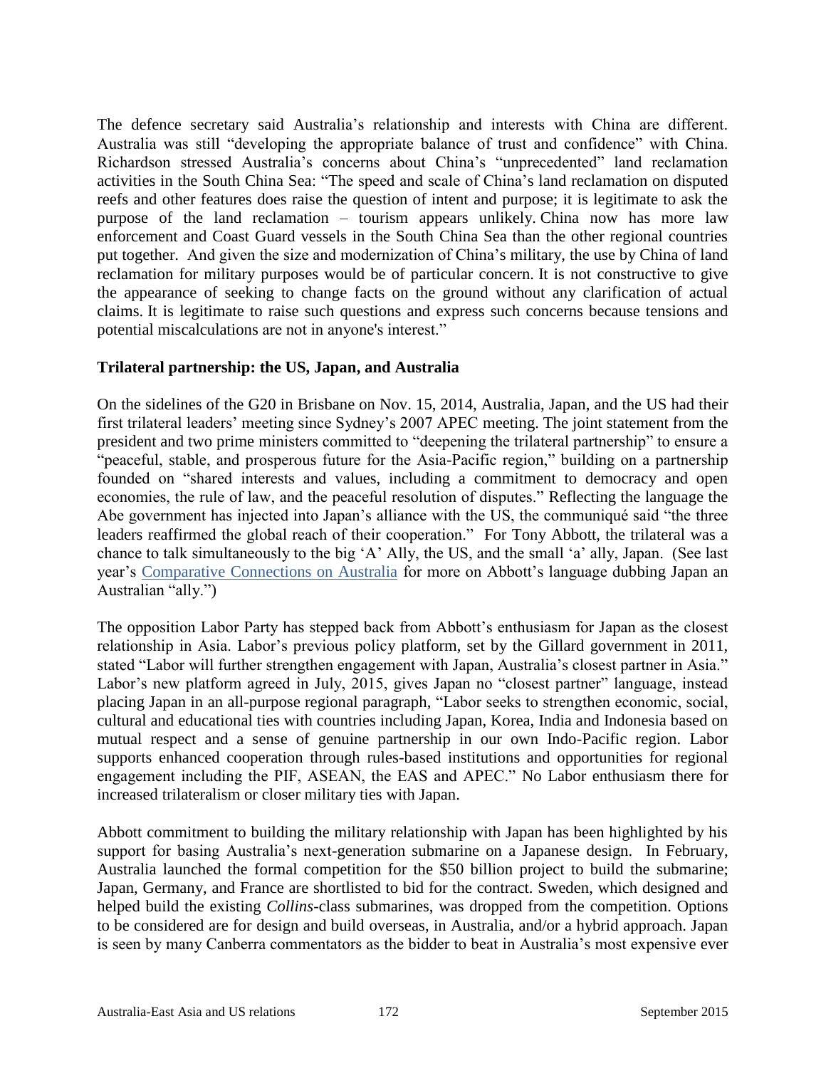The defence secretary said Australia's relationship and interests with China are different. Australia was still "developing the appropriate balance of trust and confidence" with China. Richardson stressed Australia's concerns about China's "unprecedented" land reclamation activities in the South China Sea: "The speed and scale of China's land reclamation on disputed reefs and other features does raise the question of intent and purpose; it is legitimate to ask the purpose of the land reclamation – tourism appears unlikely. China now has more law enforcement and Coast Guard vessels in the South China Sea than the other regional countries put together. And given the size and modernization of China's military, the use by China of land reclamation for military purposes would be of particular concern. It is not constructive to give the appearance of seeking to change facts on the ground without any clarification of actual claims. It is legitimate to raise such questions and express such concerns because tensions and potential miscalculations are not in anyone's interest."

**Trilateral partnership: the US, Japan, and Australia**

On the sidelines of the G20 in Brisbane on Nov. 15, 2014, Australia, Japan, and the US had their first trilateral leaders' meeting since Sydney's 2007 APEC meeting. The joint statement from the president and two prime ministers committed to "deepening the trilateral partnership" to ensure a "peaceful, stable, and prosperous future for the Asia-Pacific region," building on a partnership founded on "shared interests and values, including a commitment to democracy and open economies, the rule of law, and the peaceful resolution of disputes." Reflecting the language the Abe government has injected into Japan's alliance with the US, the communiqué said "the three leaders reaffirmed the global reach of their cooperation." For Tony Abbott, the trilateral was a chance to talk simultaneously to the big 'A' Ally, the US, and the small 'a' ally, Japan. (See last year's Comparative Connections on Australia for more on Abbott's language dubbing Japan an Australian "ally.")

The opposition Labor Party has stepped back from Abbott's enthusiasm for Japan as the closest relationship in Asia. Labor's previous policy platform, set by the Gillard government in 2011, stated "Labor will further strengthen engagement with Japan, Australia's closest partner in Asia." Labor's new platform agreed in July, 2015, gives Japan no "closest partner" language, instead placing Japan in an all-purpose regional paragraph, "Labor seeks to strengthen economic, social, cultural and educational ties with countries including Japan, Korea, India and Indonesia based on mutual respect and a sense of genuine partnership in our own Indo-Pacific region. Labor supports enhanced cooperation through rules-based institutions and opportunities for regional engagement including the PIF, ASEAN, the EAS and APEC." No Labor enthusiasm there for increased trilateralism or closer military ties with Japan.

Abbott commitment to building the military relationship with Japan has been highlighted by his support for basing Australia's next-generation submarine on a Japanese design. In February, Australia launched the formal competition for the $50 billion project to build the submarine; Japan, Germany, and France are shortlisted to bid for the contract. Sweden, which designed and helped build the existing *Collins*-class submarines, was dropped from the competition. Options to be considered are for design and build overseas, in Australia, and/or a hybrid approach. Japan is seen by many Canberra commentators as the bidder to beat in Australia's most expensive ever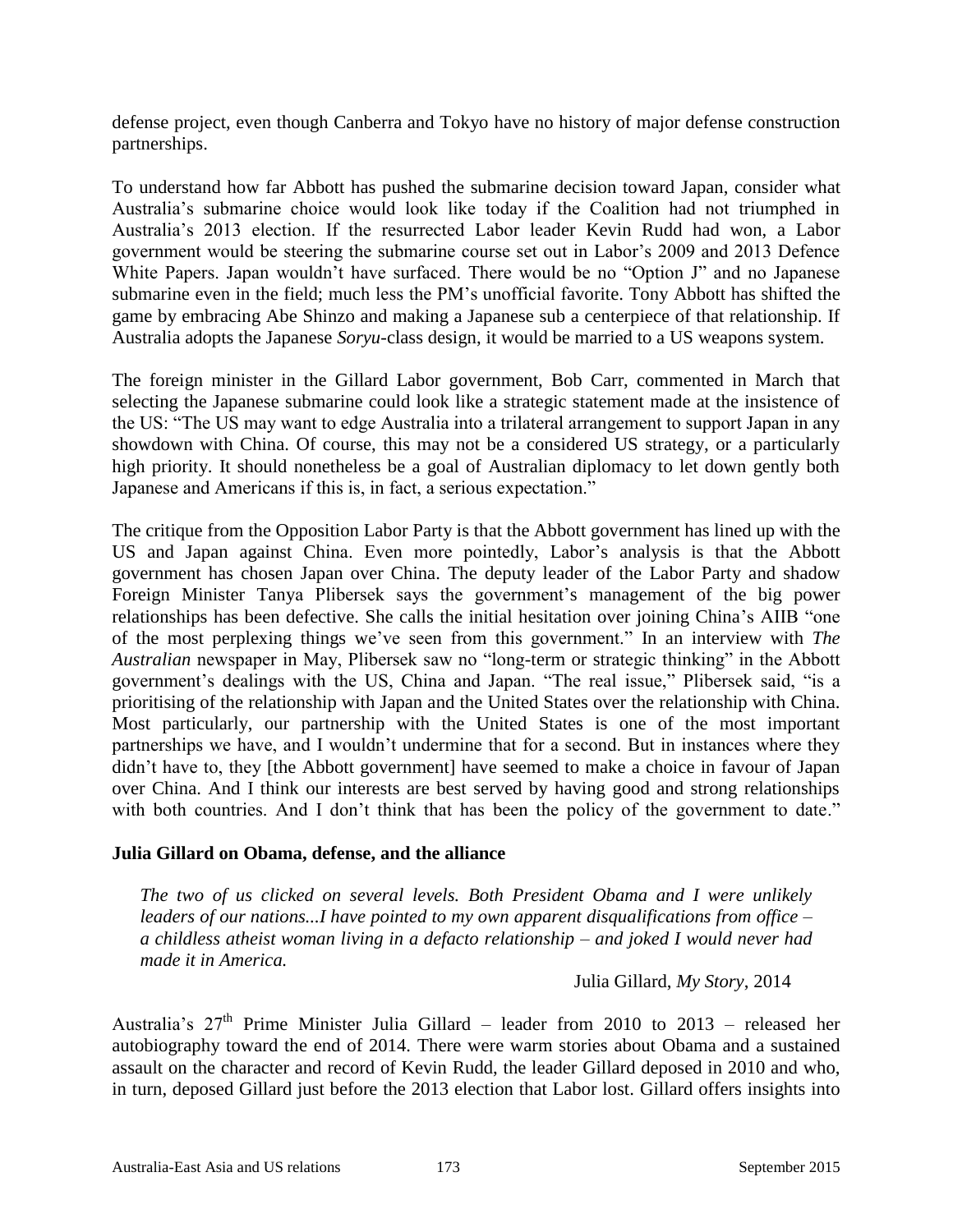defense project, even though Canberra and Tokyo have no history of major defense construction partnerships.

To understand how far Abbott has pushed the submarine decision toward Japan, consider what Australia's submarine choice would look like today if the Coalition had not triumphed in Australia's 2013 election. If the resurrected Labor leader Kevin Rudd had won, a Labor government would be steering the submarine course set out in Labor's 2009 and 2013 Defence White Papers. Japan wouldn't have surfaced. There would be no "Option J" and no Japanese submarine even in the field; much less the PM's unofficial favorite. Tony Abbott has shifted the game by embracing Abe Shinzo and making a Japanese sub a centerpiece of that relationship. If Australia adopts the Japanese *Soryu*-class design, it would be married to a US weapons system.

The foreign minister in the Gillard Labor government, Bob Carr, commented in March that selecting the Japanese submarine could look like a strategic statement made at the insistence of the US: "The US may want to edge Australia into a trilateral arrangement to support Japan in any showdown with China. Of course, this may not be a considered US strategy, or a particularly high priority. It should nonetheless be a goal of Australian diplomacy to let down gently both Japanese and Americans if this is, in fact, a serious expectation."

The critique from the Opposition Labor Party is that the Abbott government has lined up with the US and Japan against China. Even more pointedly, Labor's analysis is that the Abbott government has chosen Japan over China. The deputy leader of the Labor Party and shadow Foreign Minister Tanya Plibersek says the government's management of the big power relationships has been defective. She calls the initial hesitation over joining China's AIIB "one of the most perplexing things we've seen from this government." In an interview with *The Australian* newspaper in May, Plibersek saw no "long-term or strategic thinking" in the Abbott government's dealings with the US, China and Japan. "The real issue," Plibersek said, "is a prioritising of the relationship with Japan and the United States over the relationship with China. Most particularly, our partnership with the United States is one of the most important partnerships we have, and I wouldn't undermine that for a second. But in instances where they didn't have to, they [the Abbott government] have seemed to make a choice in favour of Japan over China. And I think our interests are best served by having good and strong relationships with both countries. And I don't think that has been the policy of the government to date."

**Julia Gillard on Obama, defense, and the alliance**

> *The two of us clicked on several levels. Both President Obama and I were unlikely leaders of our nations...I have pointed to my own apparent disqualifications from office – a childless atheist woman living in a defacto relationship – and joked I would never had made it in America.*
>
> Julia Gillard, *My Story*, 2014

Australia's 27th Prime Minister Julia Gillard – leader from 2010 to 2013 – released her autobiography toward the end of 2014. There were warm stories about Obama and a sustained assault on the character and record of Kevin Rudd, the leader Gillard deposed in 2010 and who, in turn, deposed Gillard just before the 2013 election that Labor lost. Gillard offers insights into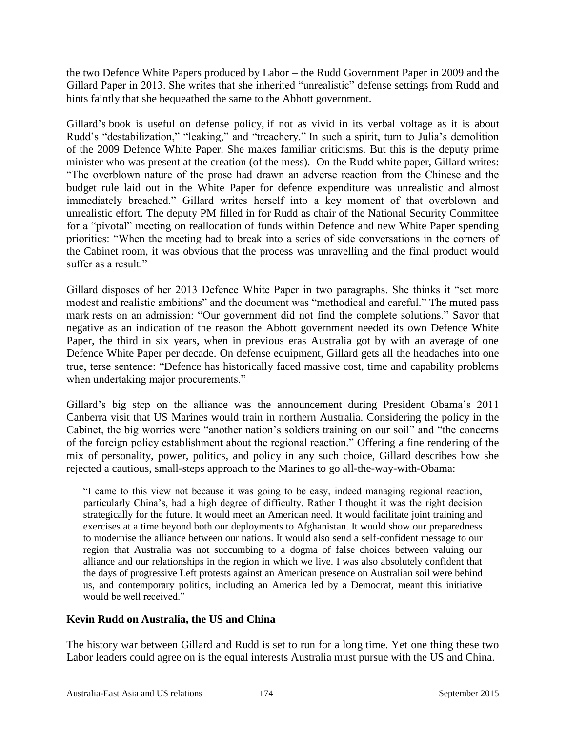the two Defence White Papers produced by Labor – the Rudd Government Paper in 2009 and the Gillard Paper in 2013. She writes that she inherited "unrealistic" defense settings from Rudd and hints faintly that she bequeathed the same to the Abbott government.

Gillard's book is useful on defense policy, if not as vivid in its verbal voltage as it is about Rudd's "destabilization," "leaking," and "treachery." In such a spirit, turn to Julia's demolition of the 2009 Defence White Paper. She makes familiar criticisms. But this is the deputy prime minister who was present at the creation (of the mess). On the Rudd white paper, Gillard writes: "The overblown nature of the prose had drawn an adverse reaction from the Chinese and the budget rule laid out in the White Paper for defence expenditure was unrealistic and almost immediately breached." Gillard writes herself into a key moment of that overblown and unrealistic effort. The deputy PM filled in for Rudd as chair of the National Security Committee for a "pivotal" meeting on reallocation of funds within Defence and new White Paper spending priorities: "When the meeting had to break into a series of side conversations in the corners of the Cabinet room, it was obvious that the process was unravelling and the final product would suffer as a result."

Gillard disposes of her 2013 Defence White Paper in two paragraphs. She thinks it "set more modest and realistic ambitions" and the document was "methodical and careful." The muted pass mark rests on an admission: "Our government did not find the complete solutions." Savor that negative as an indication of the reason the Abbott government needed its own Defence White Paper, the third in six years, when in previous eras Australia got by with an average of one Defence White Paper per decade. On defense equipment, Gillard gets all the headaches into one true, terse sentence: "Defence has historically faced massive cost, time and capability problems when undertaking major procurements."

Gillard's big step on the alliance was the announcement during President Obama's 2011 Canberra visit that US Marines would train in northern Australia. Considering the policy in the Cabinet, the big worries were "another nation's soldiers training on our soil" and "the concerns of the foreign policy establishment about the regional reaction." Offering a fine rendering of the mix of personality, power, politics, and policy in any such choice, Gillard describes how she rejected a cautious, small-steps approach to the Marines to go all-the-way-with-Obama:

> "I came to this view not because it was going to be easy, indeed managing regional reaction, particularly China's, had a high degree of difficulty. Rather I thought it was the right decision strategically for the future. It would meet an American need. It would facilitate joint training and exercises at a time beyond both our deployments to Afghanistan. It would show our preparedness to modernise the alliance between our nations. It would also send a self-confident message to our region that Australia was not succumbing to a dogma of false choices between valuing our alliance and our relationships in the region in which we live. I was also absolutely confident that the days of progressive Left protests against an American presence on Australian soil were behind us, and contemporary politics, including an America led by a Democrat, meant this initiative would be well received."

## Kevin Rudd on Australia, the US and China

The history war between Gillard and Rudd is set to run for a long time. Yet one thing these two Labor leaders could agree on is the equal interests Australia must pursue with the US and China.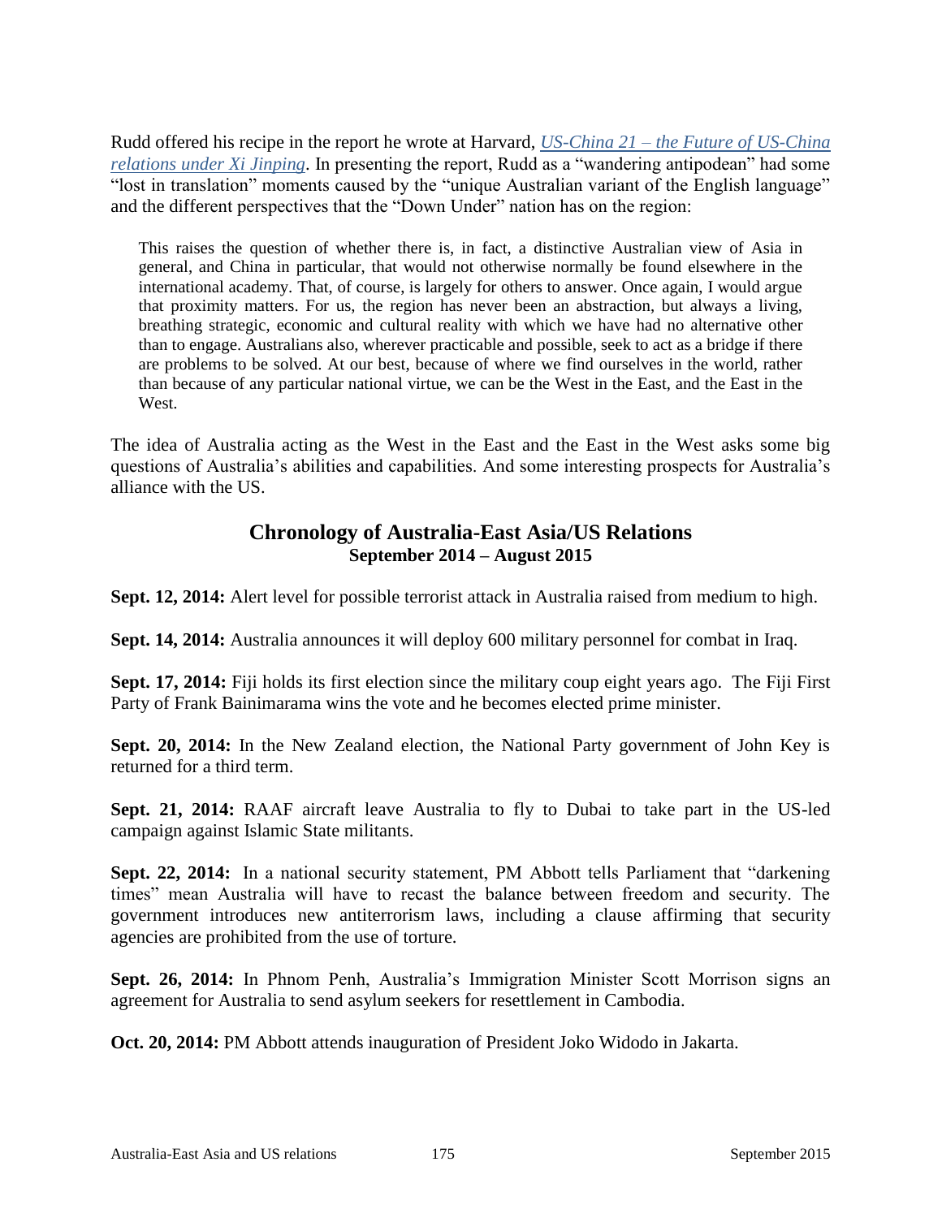Rudd offered his recipe in the report he wrote at Harvard, *US-China 21 – the Future of US-China relations under Xi Jinping*. In presenting the report, Rudd as a "wandering antipodean" had some "lost in translation" moments caused by the "unique Australian variant of the English language" and the different perspectives that the "Down Under" nation has on the region:

> This raises the question of whether there is, in fact, a distinctive Australian view of Asia in general, and China in particular, that would not otherwise normally be found elsewhere in the international academy. That, of course, is largely for others to answer. Once again, I would argue that proximity matters. For us, the region has never been an abstraction, but always a living, breathing strategic, economic and cultural reality with which we have had no alternative other than to engage. Australians also, wherever practicable and possible, seek to act as a bridge if there are problems to be solved. At our best, because of where we find ourselves in the world, rather than because of any particular national virtue, we can be the West in the East, and the East in the West.

The idea of Australia acting as the West in the East and the East in the West asks some big questions of Australia's abilities and capabilities. And some interesting prospects for Australia's alliance with the US.

## Chronology of Australia-East Asia/US Relations
### September 2014 – August 2015

**Sept. 12, 2014:** Alert level for possible terrorist attack in Australia raised from medium to high.

**Sept. 14, 2014:** Australia announces it will deploy 600 military personnel for combat in Iraq.

**Sept. 17, 2014:** Fiji holds its first election since the military coup eight years ago. The Fiji First Party of Frank Bainimarama wins the vote and he becomes elected prime minister.

**Sept. 20, 2014:** In the New Zealand election, the National Party government of John Key is returned for a third term.

**Sept. 21, 2014:** RAAF aircraft leave Australia to fly to Dubai to take part in the US-led campaign against Islamic State militants.

**Sept. 22, 2014:** In a national security statement, PM Abbott tells Parliament that "darkening times" mean Australia will have to recast the balance between freedom and security. The government introduces new antiterrorism laws, including a clause affirming that security agencies are prohibited from the use of torture.

**Sept. 26, 2014:** In Phnom Penh, Australia's Immigration Minister Scott Morrison signs an agreement for Australia to send asylum seekers for resettlement in Cambodia.

**Oct. 20, 2014:** PM Abbott attends inauguration of President Joko Widodo in Jakarta.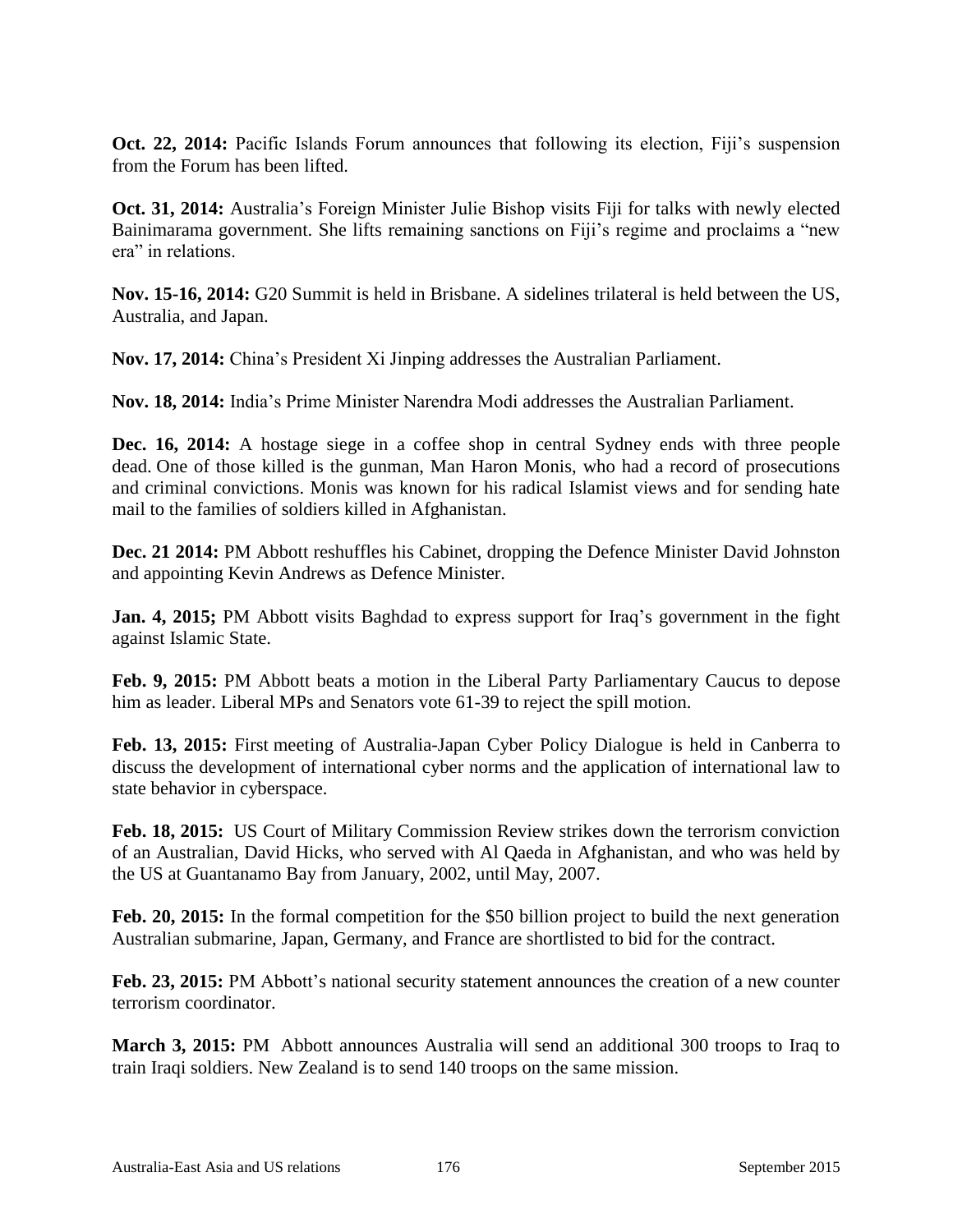**Oct. 22, 2014:** Pacific Islands Forum announces that following its election, Fiji's suspension from the Forum has been lifted.

**Oct. 31, 2014:** Australia's Foreign Minister Julie Bishop visits Fiji for talks with newly elected Bainimarama government. She lifts remaining sanctions on Fiji's regime and proclaims a "new era" in relations.

**Nov. 15-16, 2014:** G20 Summit is held in Brisbane. A sidelines trilateral is held between the US, Australia, and Japan.

**Nov. 17, 2014:** China's President Xi Jinping addresses the Australian Parliament.

**Nov. 18, 2014:** India's Prime Minister Narendra Modi addresses the Australian Parliament.

**Dec. 16, 2014:** A hostage siege in a coffee shop in central Sydney ends with three people dead. One of those killed is the gunman, Man Haron Monis, who had a record of prosecutions and criminal convictions. Monis was known for his radical Islamist views and for sending hate mail to the families of soldiers killed in Afghanistan.

**Dec. 21 2014:** PM Abbott reshuffles his Cabinet, dropping the Defence Minister David Johnston and appointing Kevin Andrews as Defence Minister.

**Jan. 4, 2015;** PM Abbott visits Baghdad to express support for Iraq's government in the fight against Islamic State.

**Feb. 9, 2015:** PM Abbott beats a motion in the Liberal Party Parliamentary Caucus to depose him as leader. Liberal MPs and Senators vote 61-39 to reject the spill motion.

**Feb. 13, 2015:** First meeting of Australia-Japan Cyber Policy Dialogue is held in Canberra to discuss the development of international cyber norms and the application of international law to state behavior in cyberspace.

**Feb. 18, 2015:** US Court of Military Commission Review strikes down the terrorism conviction of an Australian, David Hicks, who served with Al Qaeda in Afghanistan, and who was held by the US at Guantanamo Bay from January, 2002, until May, 2007.

**Feb. 20, 2015:** In the formal competition for the $50 billion project to build the next generation Australian submarine, Japan, Germany, and France are shortlisted to bid for the contract.

**Feb. 23, 2015:** PM Abbott's national security statement announces the creation of a new counter terrorism coordinator.

**March 3, 2015:** PM Abbott announces Australia will send an additional 300 troops to Iraq to train Iraqi soldiers. New Zealand is to send 140 troops on the same mission.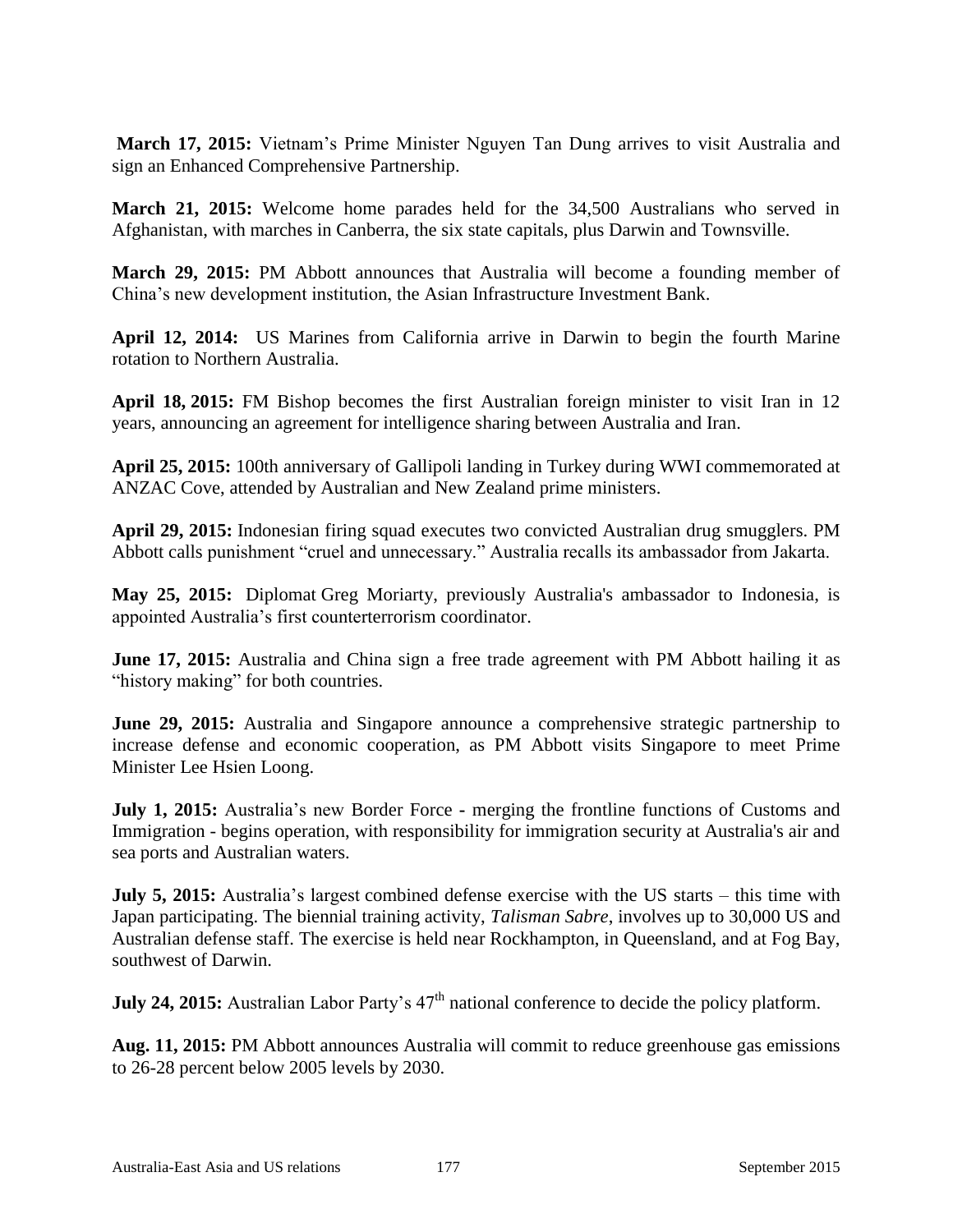**March 17, 2015:** Vietnam's Prime Minister Nguyen Tan Dung arrives to visit Australia and sign an Enhanced Comprehensive Partnership.

**March 21, 2015:** Welcome home parades held for the 34,500 Australians who served in Afghanistan, with marches in Canberra, the six state capitals, plus Darwin and Townsville.

**March 29, 2015:** PM Abbott announces that Australia will become a founding member of China's new development institution, the Asian Infrastructure Investment Bank.

**April 12, 2014:** US Marines from California arrive in Darwin to begin the fourth Marine rotation to Northern Australia.

**April 18, 2015:** FM Bishop becomes the first Australian foreign minister to visit Iran in 12 years, announcing an agreement for intelligence sharing between Australia and Iran.

**April 25, 2015:** 100th anniversary of Gallipoli landing in Turkey during WWI commemorated at ANZAC Cove, attended by Australian and New Zealand prime ministers.

**April 29, 2015:** Indonesian firing squad executes two convicted Australian drug smugglers. PM Abbott calls punishment "cruel and unnecessary." Australia recalls its ambassador from Jakarta.

**May 25, 2015:** Diplomat Greg Moriarty, previously Australia's ambassador to Indonesia, is appointed Australia's first counterterrorism coordinator.

**June 17, 2015:** Australia and China sign a free trade agreement with PM Abbott hailing it as "history making" for both countries.

**June 29, 2015:** Australia and Singapore announce a comprehensive strategic partnership to increase defense and economic cooperation, as PM Abbott visits Singapore to meet Prime Minister Lee Hsien Loong.

**July 1, 2015:** Australia's new Border Force - merging the frontline functions of Customs and Immigration - begins operation, with responsibility for immigration security at Australia's air and sea ports and Australian waters.

**July 5, 2015:** Australia's largest combined defense exercise with the US starts – this time with Japan participating. The biennial training activity, *Talisman Sabre*, involves up to 30,000 US and Australian defense staff. The exercise is held near Rockhampton, in Queensland, and at Fog Bay, southwest of Darwin.

**July 24, 2015:** Australian Labor Party's 47th national conference to decide the policy platform.

**Aug. 11, 2015:** PM Abbott announces Australia will commit to reduce greenhouse gas emissions to 26-28 percent below 2005 levels by 2030.